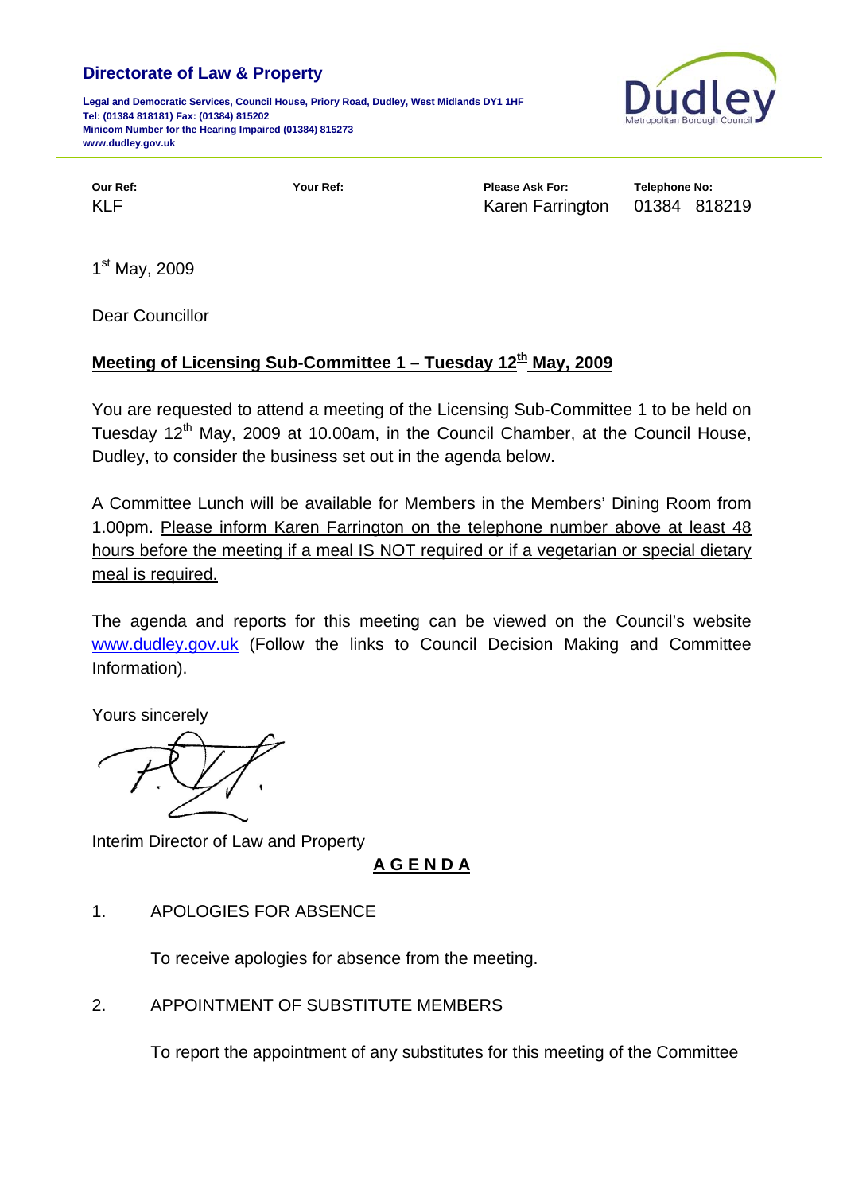**Directorate of Law & Property**

**Legal and Democratic Services, Council House, Priory Road, Dudley, West Midlands DY1 1HF**
**Tel: (01384 818181) Fax: (01384) 815202**
**Minicom Number for the Hearing Impaired (01384) 815273**
**www.dudley.gov.uk**

Dudley Metropolitan Borough Council

| **Our Ref:** | **Your Ref:** | **Please Ask For:** | **Telephone No:** |
|---|---|---|---|
| KLF | | Karen Farrington | 01384 818219 |

1st May, 2009

Dear Councillor

**Meeting of Licensing Sub-Committee 1 – Tuesday 12th May, 2009**

You are requested to attend a meeting of the Licensing Sub-Committee 1 to be held on Tuesday 12th May, 2009 at 10.00am, in the Council Chamber, at the Council House, Dudley, to consider the business set out in the agenda below.

A Committee Lunch will be available for Members in the Members' Dining Room from 1.00pm. Please inform Karen Farrington on the telephone number above at least 48 hours before the meeting if a meal IS NOT required or if a vegetarian or special dietary meal is required.

The agenda and reports for this meeting can be viewed on the Council's website www.dudley.gov.uk (Follow the links to Council Decision Making and Committee Information).

Yours sincerely

Interim Director of Law and Property

**A G E N D A**

1. APOLOGIES FOR ABSENCE

   To receive apologies for absence from the meeting.

2. APPOINTMENT OF SUBSTITUTE MEMBERS

   To report the appointment of any substitutes for this meeting of the Committee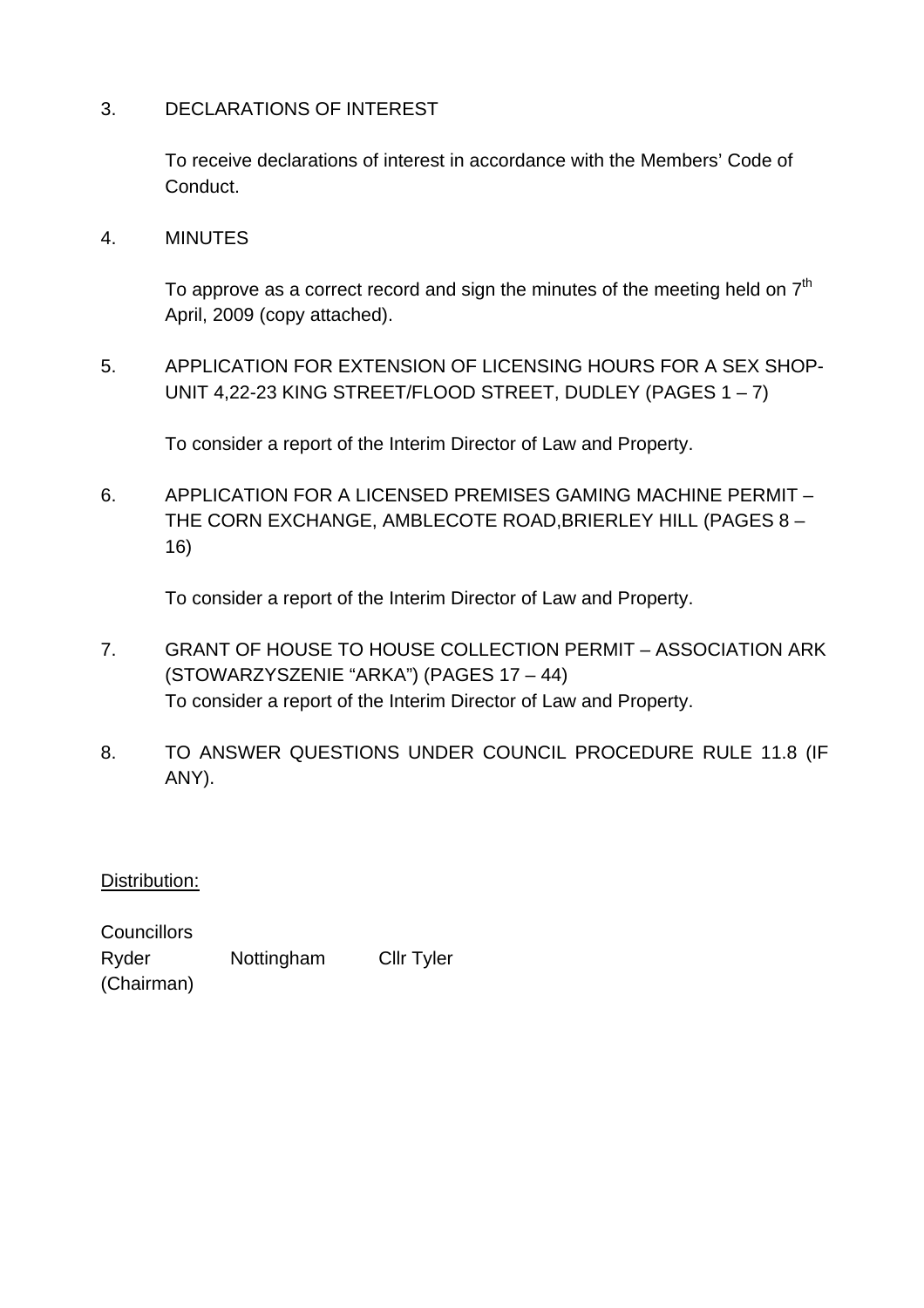3. DECLARATIONS OF INTEREST

   To receive declarations of interest in accordance with the Members' Code of Conduct.

4. MINUTES

   To approve as a correct record and sign the minutes of the meeting held on 7th April, 2009 (copy attached).

5. APPLICATION FOR EXTENSION OF LICENSING HOURS FOR A SEX SHOP- UNIT 4,22-23 KING STREET/FLOOD STREET, DUDLEY (PAGES 1 – 7)

   To consider a report of the Interim Director of Law and Property.

6. APPLICATION FOR A LICENSED PREMISES GAMING MACHINE PERMIT – THE CORN EXCHANGE, AMBLECOTE ROAD,BRIERLEY HILL (PAGES 8 – 16)

   To consider a report of the Interim Director of Law and Property.

7. GRANT OF HOUSE TO HOUSE COLLECTION PERMIT – ASSOCIATION ARK (STOWARZYSZENIE "ARKA") (PAGES 17 – 44)
   To consider a report of the Interim Director of Law and Property.

8. TO ANSWER QUESTIONS UNDER COUNCIL PROCEDURE RULE 11.8 (IF ANY).

<u>Distribution:</u>

Councillors

| | | |
|---|---|---|
| Ryder (Chairman) | Nottingham | Cllr Tyler |